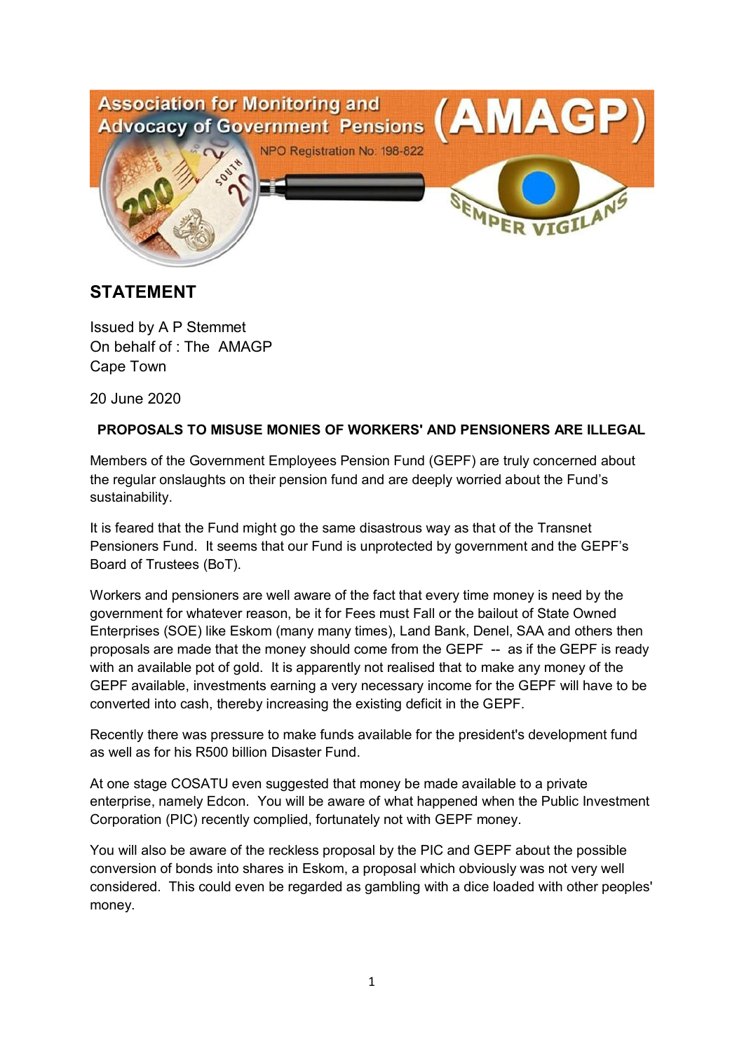Association for Monitoring and Advocacy of Government Pensions (AMAGP)

NPO Registration No: 198-822

SEMPER VIGILANS

## STATEMENT

Issued by A P Stemmet
On behalf of : The AMAGP
Cape Town

20 June 2020

**PROPOSALS TO MISUSE MONIES OF WORKERS' AND PENSIONERS ARE ILLEGAL**

Members of the Government Employees Pension Fund (GEPF) are truly concerned about the regular onslaughts on their pension fund and are deeply worried about the Fund's sustainability.

It is feared that the Fund might go the same disastrous way as that of the Transnet Pensioners Fund. It seems that our Fund is unprotected by government and the GEPF's Board of Trustees (BoT).

Workers and pensioners are well aware of the fact that every time money is need by the government for whatever reason, be it for Fees must Fall or the bailout of State Owned Enterprises (SOE) like Eskom (many many times), Land Bank, Denel, SAA and others then proposals are made that the money should come from the GEPF -- as if the GEPF is ready with an available pot of gold. It is apparently not realised that to make any money of the GEPF available, investments earning a very necessary income for the GEPF will have to be converted into cash, thereby increasing the existing deficit in the GEPF.

Recently there was pressure to make funds available for the president's development fund as well as for his R500 billion Disaster Fund.

At one stage COSATU even suggested that money be made available to a private enterprise, namely Edcon. You will be aware of what happened when the Public Investment Corporation (PIC) recently complied, fortunately not with GEPF money.

You will also be aware of the reckless proposal by the PIC and GEPF about the possible conversion of bonds into shares in Eskom, a proposal which obviously was not very well considered. This could even be regarded as gambling with a dice loaded with other peoples' money.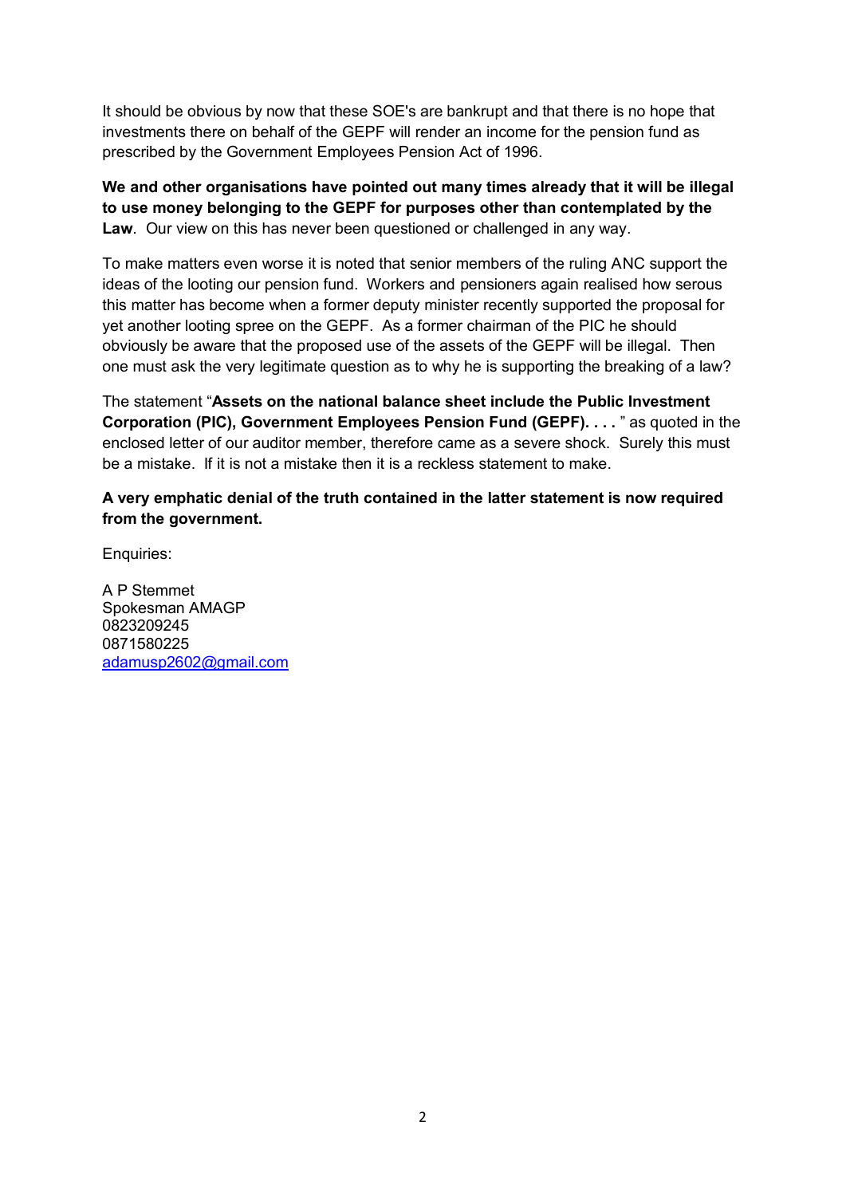It should be obvious by now that these SOE's are bankrupt and that there is no hope that investments there on behalf of the GEPF will render an income for the pension fund as prescribed by the Government Employees Pension Act of 1996.

**We and other organisations have pointed out many times already that it will be illegal to use money belonging to the GEPF for purposes other than contemplated by the Law**. Our view on this has never been questioned or challenged in any way.

To make matters even worse it is noted that senior members of the ruling ANC support the ideas of the looting our pension fund. Workers and pensioners again realised how serous this matter has become when a former deputy minister recently supported the proposal for yet another looting spree on the GEPF. As a former chairman of the PIC he should obviously be aware that the proposed use of the assets of the GEPF will be illegal. Then one must ask the very legitimate question as to why he is supporting the breaking of a law?

The statement "**Assets on the national balance sheet include the Public Investment Corporation (PIC), Government Employees Pension Fund (GEPF). . . .** " as quoted in the enclosed letter of our auditor member, therefore came as a severe shock. Surely this must be a mistake. If it is not a mistake then it is a reckless statement to make.

**A very emphatic denial of the truth contained in the latter statement is now required from the government.**

Enquiries:

A P Stemmet
Spokesman AMAGP
0823209245
0871580225
adamusp2602@gmail.com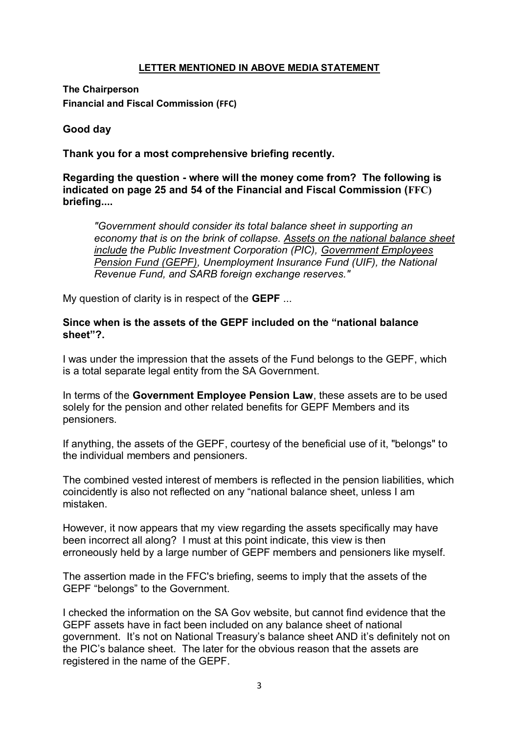**<u>LETTER MENTIONED IN ABOVE MEDIA STATEMENT</u>**

**The Chairperson**
**Financial and Fiscal Commission (FFC)**

**Good day**

**Thank you for a most comprehensive briefing recently.**

**Regarding the question - where will the money come from? The following is indicated on page 25 and 54 of the Financial and Fiscal Commission (FFC) briefing....**

> *"Government should consider its total balance sheet in supporting an economy that is on the brink of collapse. <u>Assets on the national balance sheet include</u> the Public Investment Corporation (PIC), <u>Government Employees Pension Fund (GEPF)</u>, Unemployment Insurance Fund (UIF), the National Revenue Fund, and SARB foreign exchange reserves."*

My question of clarity is in respect of the **GEPF** ...

**Since when is the assets of the GEPF included on the "national balance sheet"?.**

I was under the impression that the assets of the Fund belongs to the GEPF, which is a total separate legal entity from the SA Government.

In terms of the **Government Employee Pension Law**, these assets are to be used solely for the pension and other related benefits for GEPF Members and its pensioners.

If anything, the assets of the GEPF, courtesy of the beneficial use of it, "belongs" to the individual members and pensioners.

The combined vested interest of members is reflected in the pension liabilities, which coincidently is also not reflected on any "national balance sheet, unless I am mistaken.

However, it now appears that my view regarding the assets specifically may have been incorrect all along? I must at this point indicate, this view is then erroneously held by a large number of GEPF members and pensioners like myself.

The assertion made in the FFC's briefing, seems to imply that the assets of the GEPF "belongs" to the Government.

I checked the information on the SA Gov website, but cannot find evidence that the GEPF assets have in fact been included on any balance sheet of national government. It's not on National Treasury's balance sheet AND it's definitely not on the PIC's balance sheet. The later for the obvious reason that the assets are registered in the name of the GEPF.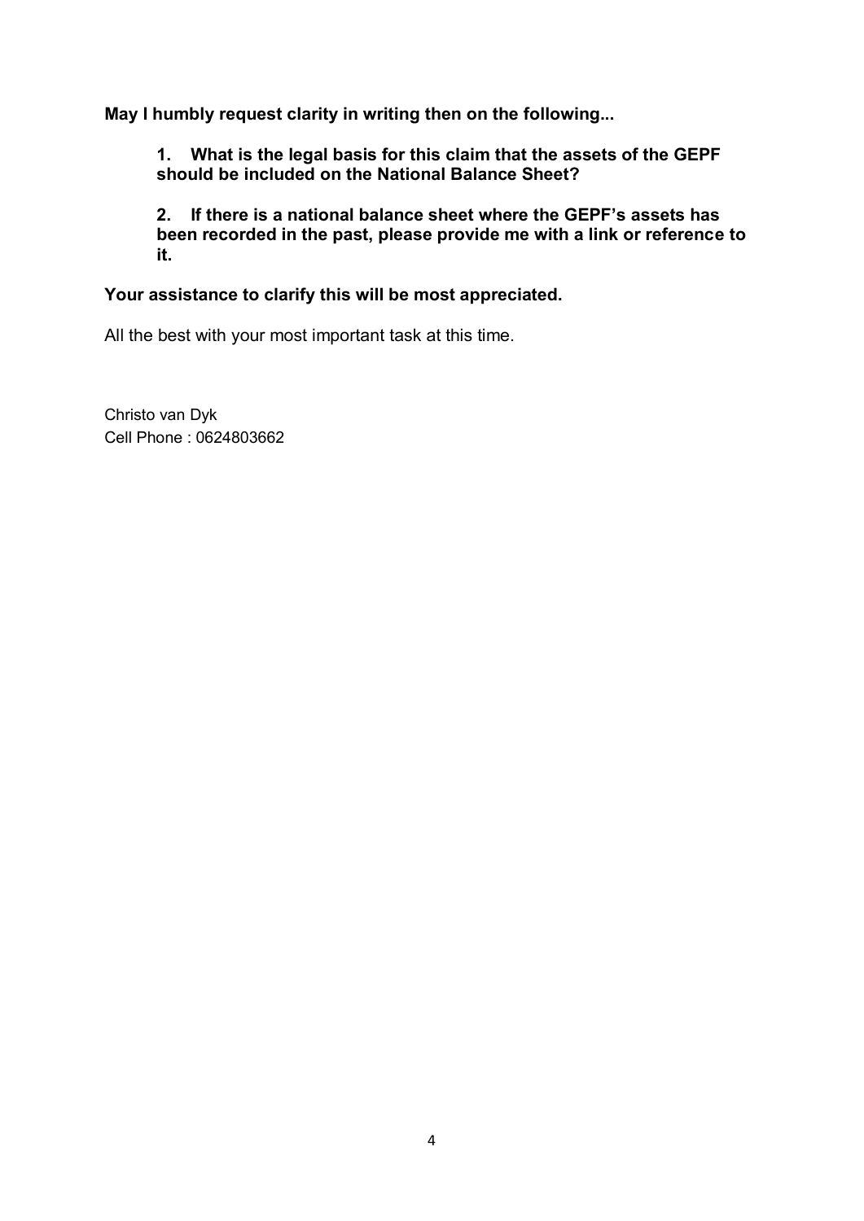**May I humbly request clarity in writing then on the following...**

> **1. What is the legal basis for this claim that the assets of the GEPF should be included on the National Balance Sheet?**
>
> **2. If there is a national balance sheet where the GEPF's assets has been recorded in the past, please provide me with a link or reference to it.**

**Your assistance to clarify this will be most appreciated.**

All the best with your most important task at this time.

Christo van Dyk
Cell Phone : 0624803662